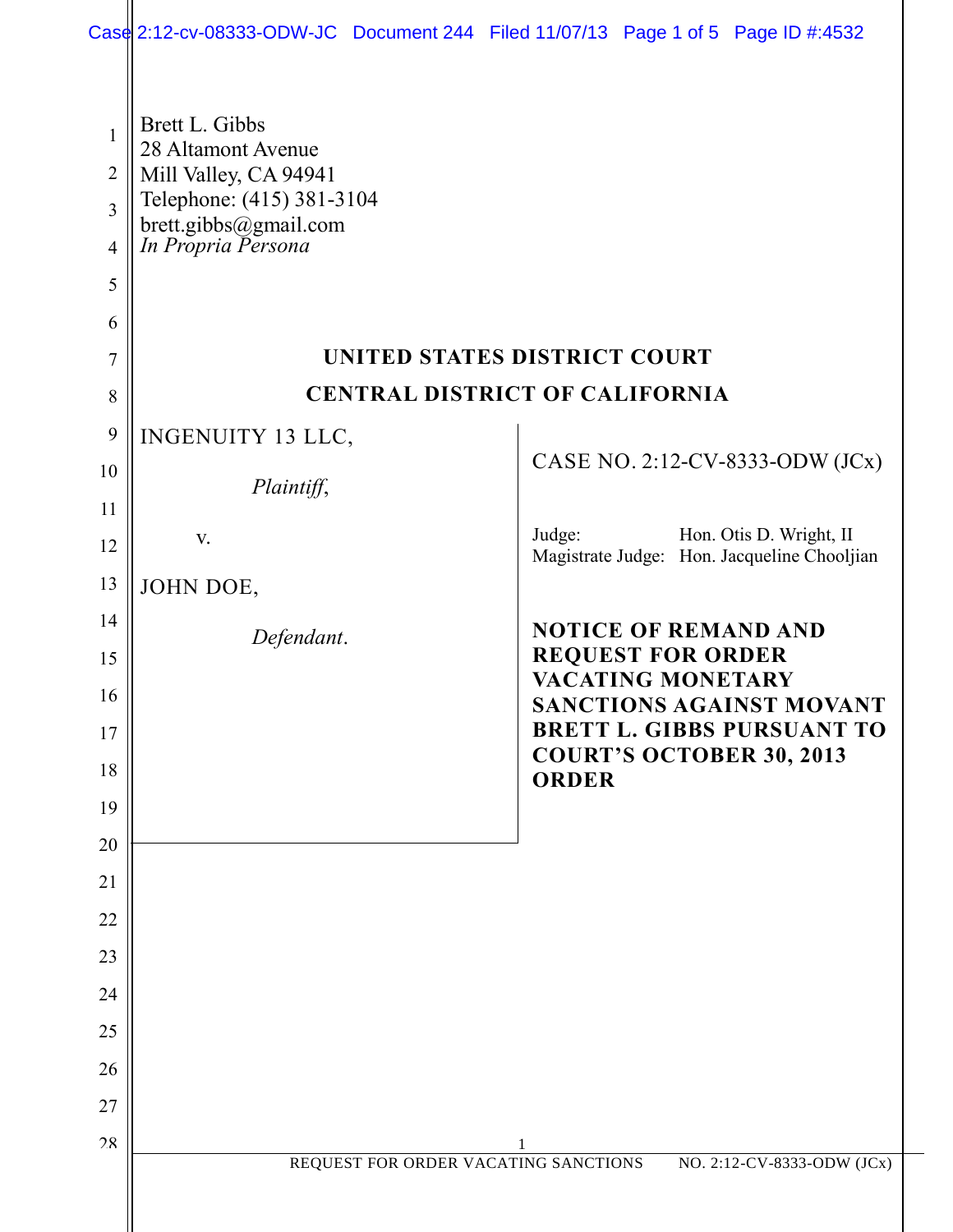Brett L. Gibbs
28 Altamont Avenue
Mill Valley, CA 94941
Telephone: (415) 381-3104
brett.gibbs@gmail.com
*In Propria Persona*

**UNITED STATES DISTRICT COURT**

**CENTRAL DISTRICT OF CALIFORNIA**

| | |
|---|---|
| INGENUITY 13 LLC,<br><br>*Plaintiff*,<br><br>v.<br><br>JOHN DOE,<br><br>*Defendant*. | CASE NO. 2:12-CV-8333-ODW (JCx)<br><br>Judge: Hon. Otis D. Wright, II<br>Magistrate Judge: Hon. Jacqueline Chooljian<br><br>**NOTICE OF REMAND AND REQUEST FOR ORDER VACATING MONETARY SANCTIONS AGAINST MOVANT BRETT L. GIBBS PURSUANT TO COURT'S OCTOBER 30, 2013 ORDER** |

REQUEST FOR ORDER VACATING SANCTIONS NO. 2:12-CV-8333-ODW (JCx)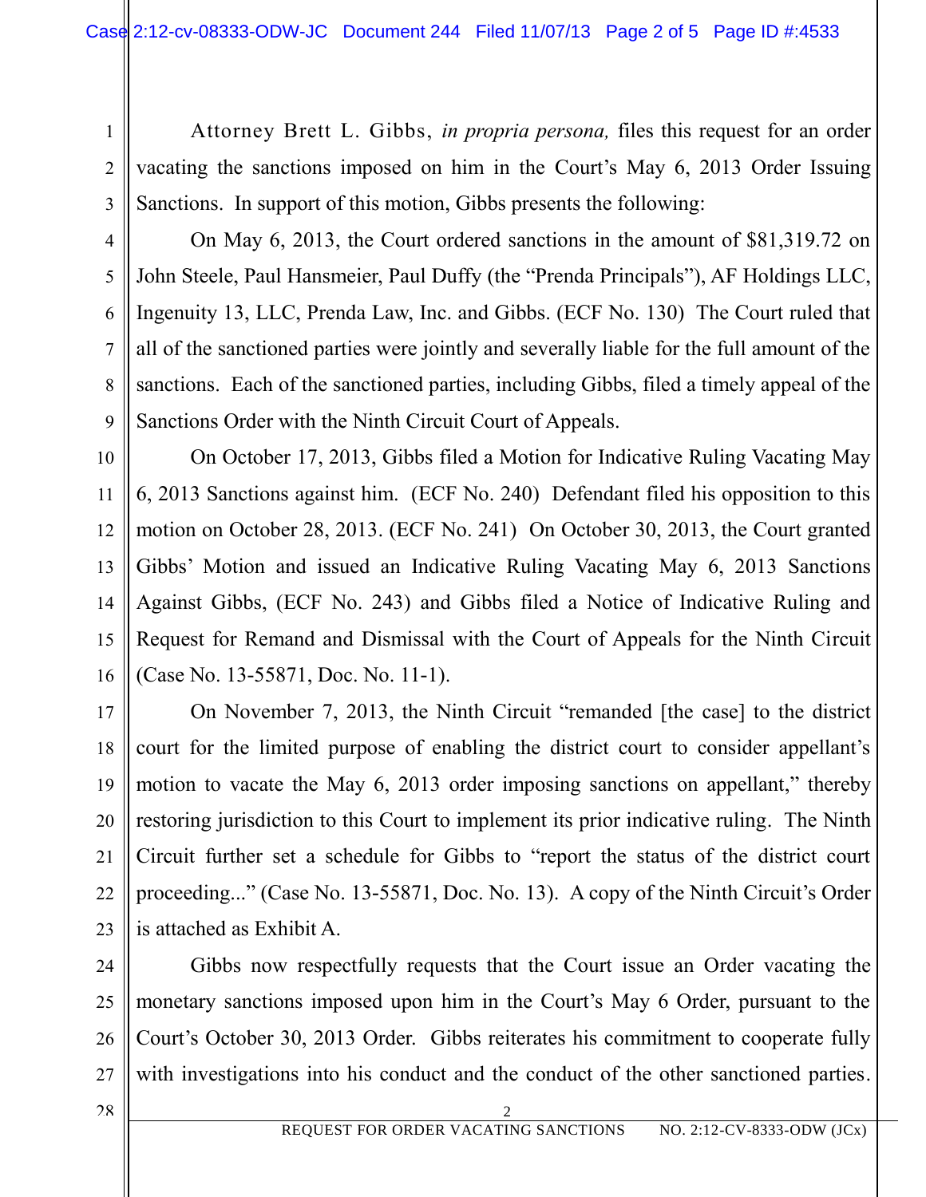Attorney Brett L. Gibbs, *in propria persona,* files this request for an order vacating the sanctions imposed on him in the Court's May 6, 2013 Order Issuing Sanctions. In support of this motion, Gibbs presents the following:

On May 6, 2013, the Court ordered sanctions in the amount of $81,319.72 on John Steele, Paul Hansmeier, Paul Duffy (the "Prenda Principals"), AF Holdings LLC, Ingenuity 13, LLC, Prenda Law, Inc. and Gibbs. (ECF No. 130) The Court ruled that all of the sanctioned parties were jointly and severally liable for the full amount of the sanctions. Each of the sanctioned parties, including Gibbs, filed a timely appeal of the Sanctions Order with the Ninth Circuit Court of Appeals.

On October 17, 2013, Gibbs filed a Motion for Indicative Ruling Vacating May 6, 2013 Sanctions against him. (ECF No. 240) Defendant filed his opposition to this motion on October 28, 2013. (ECF No. 241) On October 30, 2013, the Court granted Gibbs' Motion and issued an Indicative Ruling Vacating May 6, 2013 Sanctions Against Gibbs, (ECF No. 243) and Gibbs filed a Notice of Indicative Ruling and Request for Remand and Dismissal with the Court of Appeals for the Ninth Circuit (Case No. 13-55871, Doc. No. 11-1).

On November 7, 2013, the Ninth Circuit "remanded [the case] to the district court for the limited purpose of enabling the district court to consider appellant's motion to vacate the May 6, 2013 order imposing sanctions on appellant," thereby restoring jurisdiction to this Court to implement its prior indicative ruling. The Ninth Circuit further set a schedule for Gibbs to "report the status of the district court proceeding..." (Case No. 13-55871, Doc. No. 13). A copy of the Ninth Circuit's Order is attached as Exhibit A.

Gibbs now respectfully requests that the Court issue an Order vacating the monetary sanctions imposed upon him in the Court's May 6 Order, pursuant to the Court's October 30, 2013 Order. Gibbs reiterates his commitment to cooperate fully with investigations into his conduct and the conduct of the other sanctioned parties.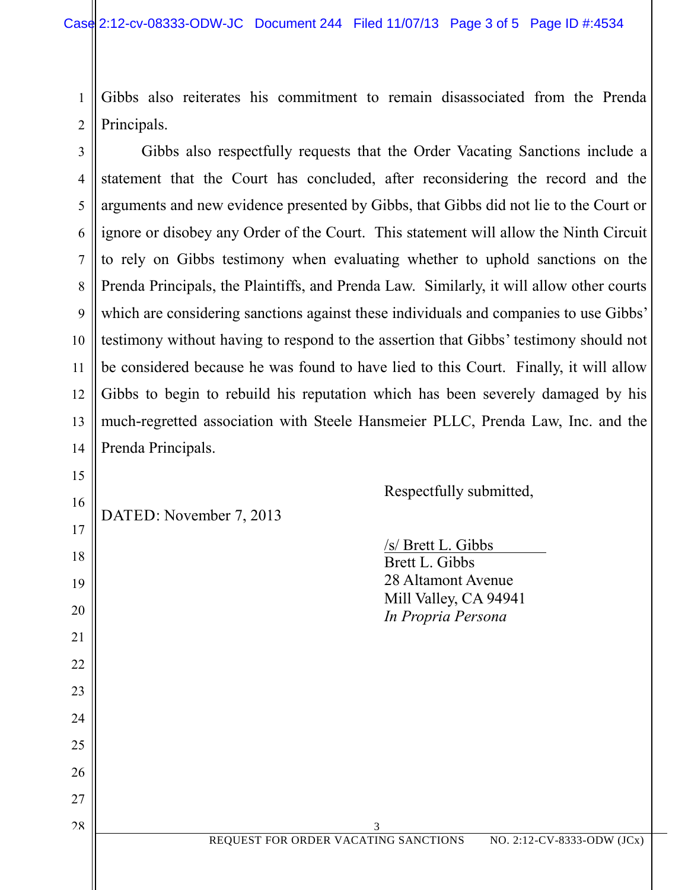Gibbs also reiterates his commitment to remain disassociated from the Prenda Principals.

Gibbs also respectfully requests that the Order Vacating Sanctions include a statement that the Court has concluded, after reconsidering the record and the arguments and new evidence presented by Gibbs, that Gibbs did not lie to the Court or ignore or disobey any Order of the Court. This statement will allow the Ninth Circuit to rely on Gibbs testimony when evaluating whether to uphold sanctions on the Prenda Principals, the Plaintiffs, and Prenda Law. Similarly, it will allow other courts which are considering sanctions against these individuals and companies to use Gibbs' testimony without having to respond to the assertion that Gibbs' testimony should not be considered because he was found to have lied to this Court. Finally, it will allow Gibbs to begin to rebuild his reputation which has been severely damaged by his much-regretted association with Steele Hansmeier PLLC, Prenda Law, Inc. and the Prenda Principals.

Respectfully submitted,

DATED: November 7, 2013

/s/ Brett L. Gibbs
Brett L. Gibbs
28 Altamont Avenue
Mill Valley, CA 94941
*In Propria Persona*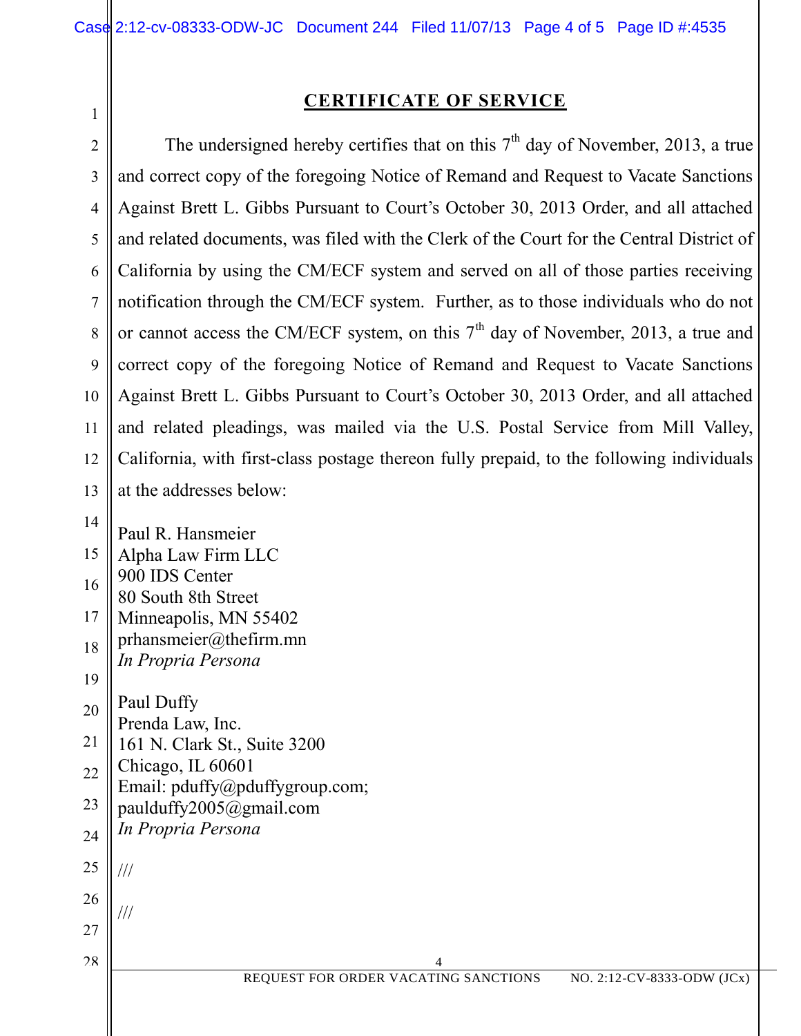## CERTIFICATE OF SERVICE

The undersigned hereby certifies that on this 7th day of November, 2013, a true and correct copy of the foregoing Notice of Remand and Request to Vacate Sanctions Against Brett L. Gibbs Pursuant to Court's October 30, 2013 Order, and all attached and related documents, was filed with the Clerk of the Court for the Central District of California by using the CM/ECF system and served on all of those parties receiving notification through the CM/ECF system. Further, as to those individuals who do not or cannot access the CM/ECF system, on this 7th day of November, 2013, a true and correct copy of the foregoing Notice of Remand and Request to Vacate Sanctions Against Brett L. Gibbs Pursuant to Court's October 30, 2013 Order, and all attached and related pleadings, was mailed via the U.S. Postal Service from Mill Valley, California, with first-class postage thereon fully prepaid, to the following individuals at the addresses below:

Paul R. Hansmeier
Alpha Law Firm LLC
900 IDS Center
80 South 8th Street
Minneapolis, MN 55402
prhansmeier@thefirm.mn
*In Propria Persona*

Paul Duffy
Prenda Law, Inc.
161 N. Clark St., Suite 3200
Chicago, IL 60601
Email: pduffy@pduffygroup.com;
paulduffy2005@gmail.com
*In Propria Persona*

///

///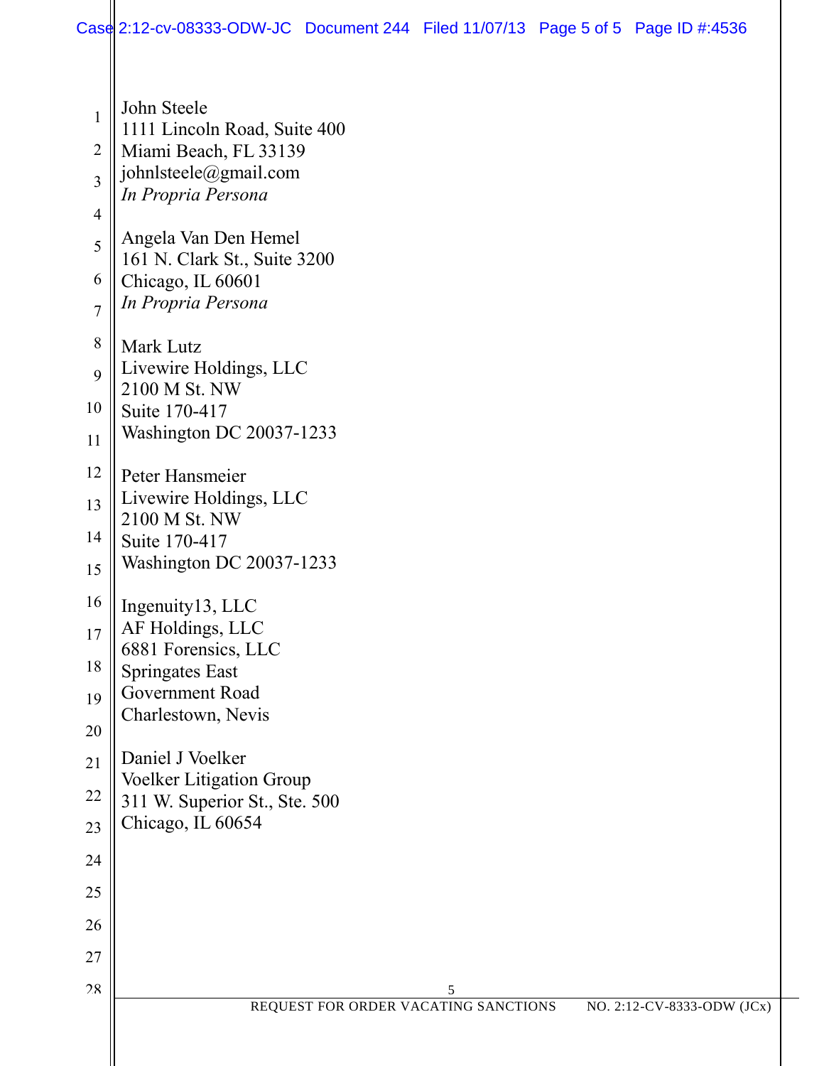John Steele
1111 Lincoln Road, Suite 400
Miami Beach, FL 33139
johnlsteele@gmail.com
*In Propria Persona*

Angela Van Den Hemel
161 N. Clark St., Suite 3200
Chicago, IL 60601
*In Propria Persona*

Mark Lutz
Livewire Holdings, LLC
2100 M St. NW
Suite 170-417
Washington DC 20037-1233

Peter Hansmeier
Livewire Holdings, LLC
2100 M St. NW
Suite 170-417
Washington DC 20037-1233

Ingenuity13, LLC
AF Holdings, LLC
6881 Forensics, LLC
Springates East
Government Road
Charlestown, Nevis

Daniel J Voelker
Voelker Litigation Group
311 W. Superior St., Ste. 500
Chicago, IL 60654